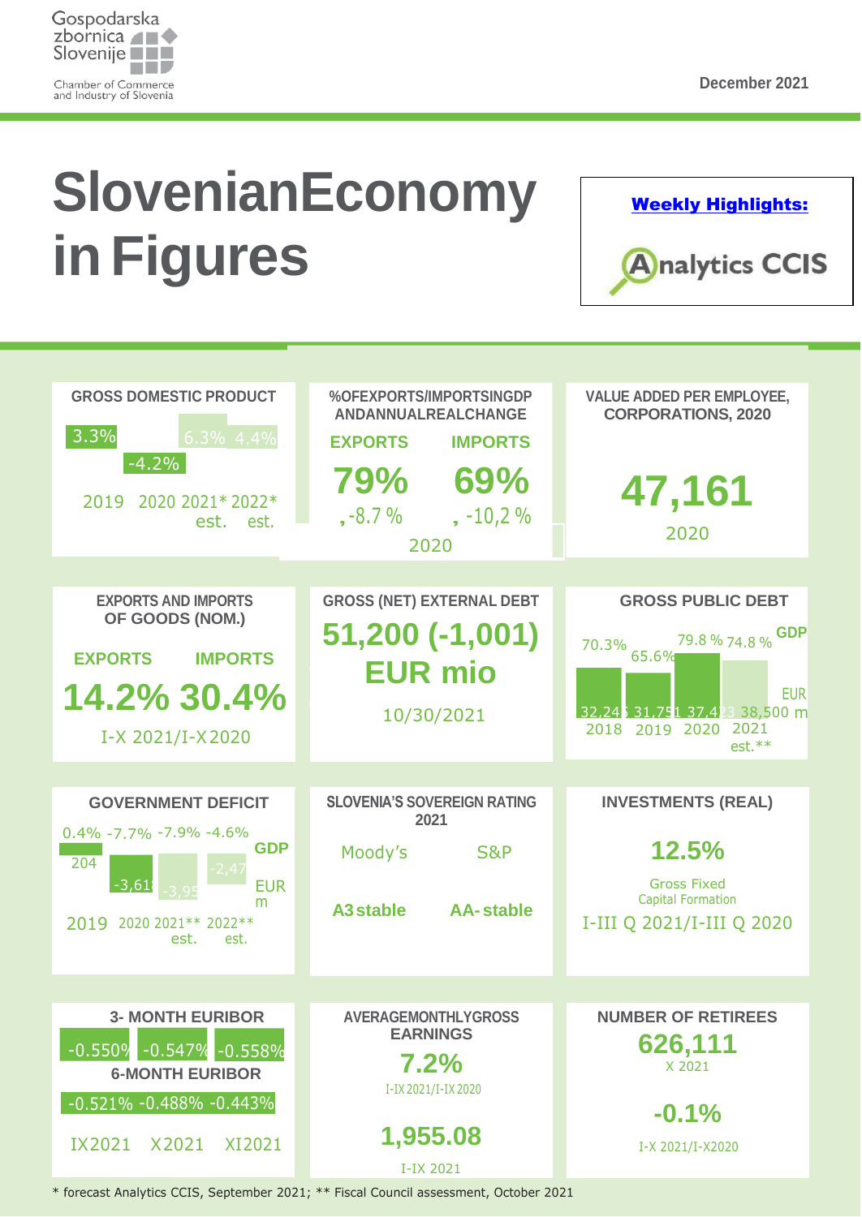Gospodarska zbornica Slovenije

Chamber of Commerce and Industry of Slovenia

December 2021

# SlovenianEconomy in Figures

**Weekly Highlights:**

Analytics CCIS

## GROSS DOMESTIC PRODUCT

| 2019 | 2020 | 2021* est. | 2022* est. |
|---|---|---|---|
| 3.3% | -4.2% | 6.3% | 4.4% |

## %OFEXPORTS/IMPORTSINGDP ANDANNUALREALCHANGE

| | EXPORTS | IMPORTS |
|---|---|---|
| | 79% | 69% |
| | , -8.7 % | , -10,2 % |

2020

## VALUE ADDED PER EMPLOYEE, CORPORATIONS, 2020

**47,161**

2020

## EXPORTS AND IMPORTS OF GOODS (NOM.)

| EXPORTS | IMPORTS |
|---|---|
| 14.2% | 30.4% |

I-X 2021/I-X2020

## GROSS (NET) EXTERNAL DEBT

**51,200 (-1,001) EUR mio**

10/30/2021

## GROSS PUBLIC DEBT

| | 2018 | 2019 | 2020 | 2021 est.** |
|---|---|---|---|---|
| GDP | 70.3% | 65.6% | 79.8 % | 74.8 % |
| EUR m | 32,24 | 31,75 | 37,4 | 38,500 |

## GOVERNMENT DEFICIT

| | 2019 | 2020 | 2021** est. | 2022** est. |
|---|---|---|---|---|
| GDP | 0.4% | -7.7% | -7.9% | -4.6% |
| EUR m | 204 | -3,61 | -3,95 | -2,47 |

## SLOVENIA'S SOVEREIGN RATING 2021

| Moody's | S&P |
|---|---|
| A3 stable | AA- stable |

## INVESTMENTS (REAL)

**12.5%**

Gross Fixed Capital Formation

I-III Q 2021/I-III Q 2020

## 3- MONTH EURIBOR

| IX2021 | X2021 | XI2021 |
|---|---|---|
| -0.550% | -0.547% | -0.558% |

## 6-MONTH EURIBOR

| IX2021 | X2021 | XI2021 |
|---|---|---|
| -0.521% | -0.488% | -0.443% |

## AVERAGEMONTHLYGROSS EARNINGS

**7.2%**

I-IX 2021/I-IX 2020

**1,955.08**

I-IX 2021

## NUMBER OF RETIREES

**626,111**

X 2021

**-0.1%**

I-X 2021/I-X2020

\* forecast Analytics CCIS, September 2021; ** Fiscal Council assessment, October 2021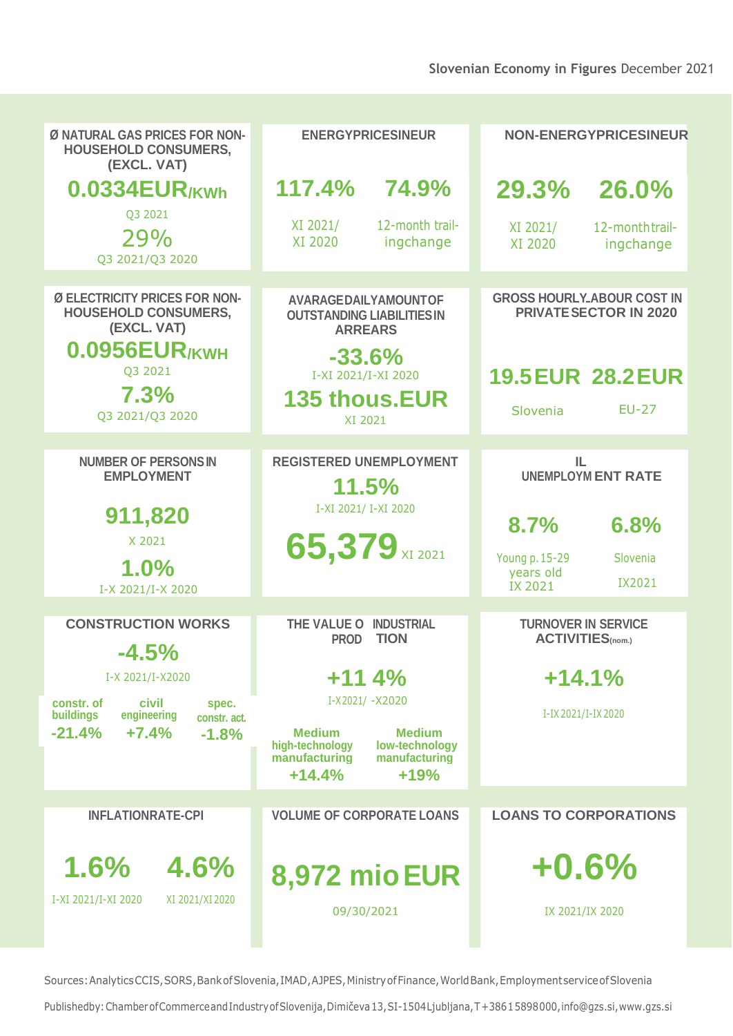**Slovenian Economy in Figures** December 2021

### Ø NATURAL GAS PRICES FOR NON-HOUSEHOLD CONSUMERS, (EXCL. VAT)

**0.0334EUR/KWh**

Q3 2021

**29%**

Q3 2021/Q3 2020

### ENERGYPRICESINEUR

**117.4%**

XI 2021/ XI 2020

**74.9%**

12-month trailingchange

### NON-ENERGYPRICESINEUR

**29.3%**

XI 2021/ XI 2020

**26.0%**

12-monthtrailingchange

### Ø ELECTRICITY PRICES FOR NON-HOUSEHOLD CONSUMERS, (EXCL. VAT)

**0.0956EUR/KWH**

Q3 2021

**7.3%**

Q3 2021/Q3 2020

### AVARAGEDAILYAMOUNTOF OUTSTANDING LIABILITIESIN ARREARS

**-33.6%**

I-XI 2021/I-XI 2020

**135 thous.EUR**

XI 2021

### GROSS HOURLY LABOUR COST IN PRIVATE SECTOR IN 2020

**19.5EUR**

Slovenia

**28.2EUR**

EU-27

### NUMBER OF PERSONS IN EMPLOYMENT

**911,820**

X 2021

**1.0%**

I-X 2021/I-X 2020

### REGISTERED UNEMPLOYMENT

**11.5%**

I-XI 2021/ I-XI 2020

**65,379** XI 2021

### IL UNEMPLOYMENT RATE

**8.7%**

Young p. 15-29 years old IX 2021

**6.8%**

Slovenia IX2021

### CONSTRUCTION WORKS

**-4.5%**

I-X 2021/I-X2020

constr. of buildings **-21.4%**

civil engineering **+7.4%**

spec. constr. act. **-1.8%**

### THE VALUE O INDUSTRIAL PROD TION

**+11 4%**

I-X2021/ -X2020

Medium high-technology manufacturing **+14.4%**

Medium low-technology manufacturing **+19%**

### TURNOVER IN SERVICE ACTIVITIES(nom.)

**+14.1%**

I-IX 2021/I-IX 2020

### INFLATIONRATE-CPI

**1.6%**

I-XI 2021/I-XI 2020

**4.6%**

XI 2021/XI 2020

### VOLUME OF CORPORATE LOANS

**8,972 mio EUR**

09/30/2021

### LOANS TO CORPORATIONS

**+0.6%**

IX 2021/IX 2020

Sources: Analytics CCIS, SORS, Bank of Slovenia, IMAD, AJPES, Ministry of Finance, World Bank, Employment service of Slovenia

Published by: Chamber of Commerce and Industry of Slovenija, Dimičeva 13, SI-1504 Ljubljana, T +386 1 5898 000, info@gzs.si, www.gzs.si